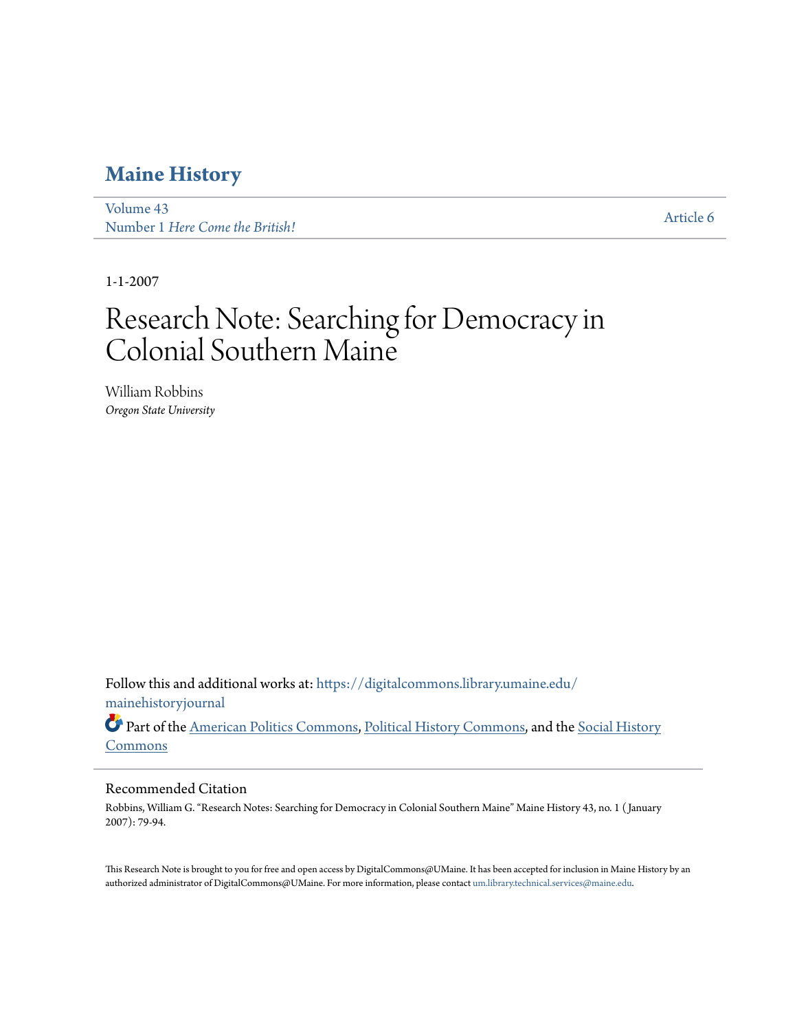# Maine History

Volume 43
Number 1 *Here Come the British!*

Article 6

1-1-2007

# Research Note: Searching for Democracy in Colonial Southern Maine

William Robbins
*Oregon State University*

Follow this and additional works at: https://digitalcommons.library.umaine.edu/mainehistoryjournal

Part of the American Politics Commons, Political History Commons, and the Social History Commons

## Recommended Citation

Robbins, William G. "Research Notes: Searching for Democracy in Colonial Southern Maine" Maine History 43, no. 1 ( January 2007): 79-94.

This Research Note is brought to you for free and open access by DigitalCommons@UMaine. It has been accepted for inclusion in Maine History by an authorized administrator of DigitalCommons@UMaine. For more information, please contact um.library.technical.services@maine.edu.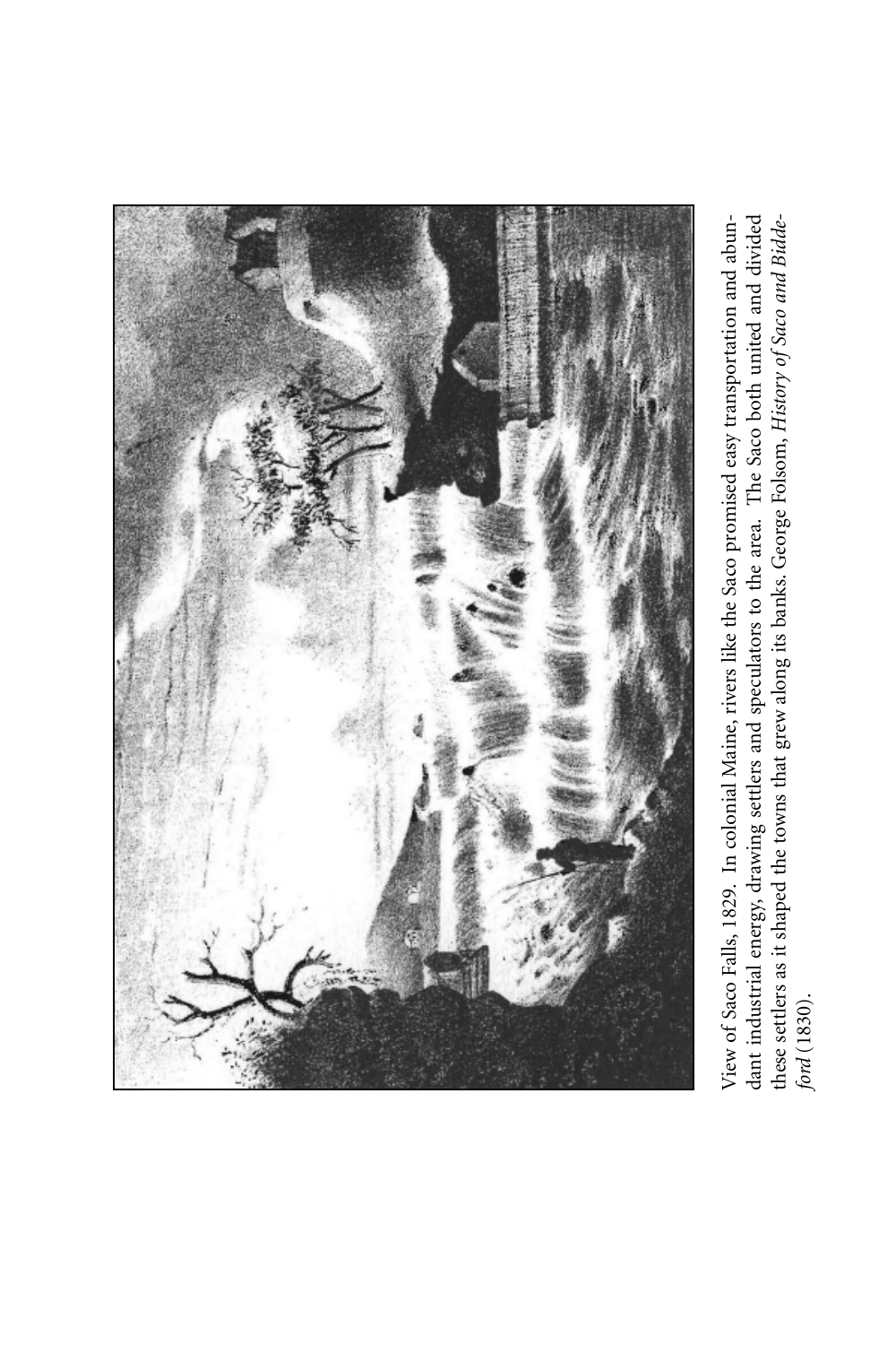View of Saco Falls, 1829. In colonial Maine, rivers like the Saco promised easy transportation and abundant industrial energy, drawing settlers and speculators to the area. The Saco both united and divided these settlers as it shaped the towns that grew along its banks. George Folsom, *History of Saco and Biddeford* (1830).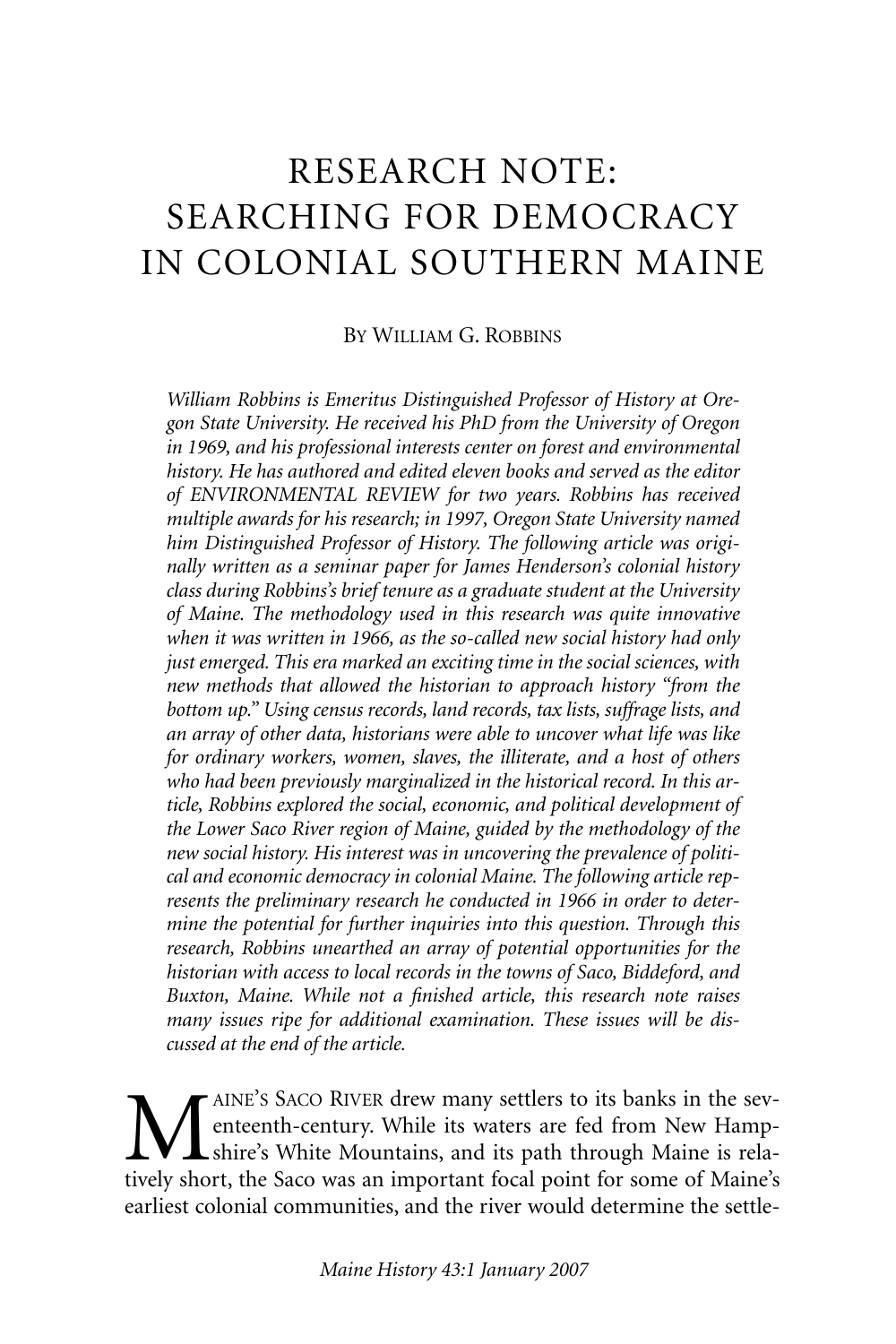# RESEARCH NOTE: SEARCHING FOR DEMOCRACY IN COLONIAL SOUTHERN MAINE

BY WILLIAM G. ROBBINS

*William Robbins is Emeritus Distinguished Professor of History at Oregon State University. He received his PhD from the University of Oregon in 1969, and his professional interests center on forest and environmental history. He has authored and edited eleven books and served as the editor of ENVIRONMENTAL REVIEW for two years. Robbins has received multiple awards for his research; in 1997, Oregon State University named him Distinguished Professor of History. The following article was originally written as a seminar paper for James Henderson's colonial history class during Robbins's brief tenure as a graduate student at the University of Maine. The methodology used in this research was quite innovative when it was written in 1966, as the so-called new social history had only just emerged. This era marked an exciting time in the social sciences, with new methods that allowed the historian to approach history "from the bottom up." Using census records, land records, tax lists, suffrage lists, and an array of other data, historians were able to uncover what life was like for ordinary workers, women, slaves, the illiterate, and a host of others who had been previously marginalized in the historical record. In this article, Robbins explored the social, economic, and political development of the Lower Saco River region of Maine, guided by the methodology of the new social history. His interest was in uncovering the prevalence of political and economic democracy in colonial Maine. The following article represents the preliminary research he conducted in 1966 in order to determine the potential for further inquiries into this question. Through this research, Robbins unearthed an array of potential opportunities for the historian with access to local records in the towns of Saco, Biddeford, and Buxton, Maine. While not a finished article, this research note raises many issues ripe for additional examination. These issues will be discussed at the end of the article.*

MAINE'S SACO RIVER drew many settlers to its banks in the seventeenth-century. While its waters are fed from New Hampshire's White Mountains, and its path through Maine is relatively short, the Saco was an important focal point for some of Maine's earliest colonial communities, and the river would determine the settle-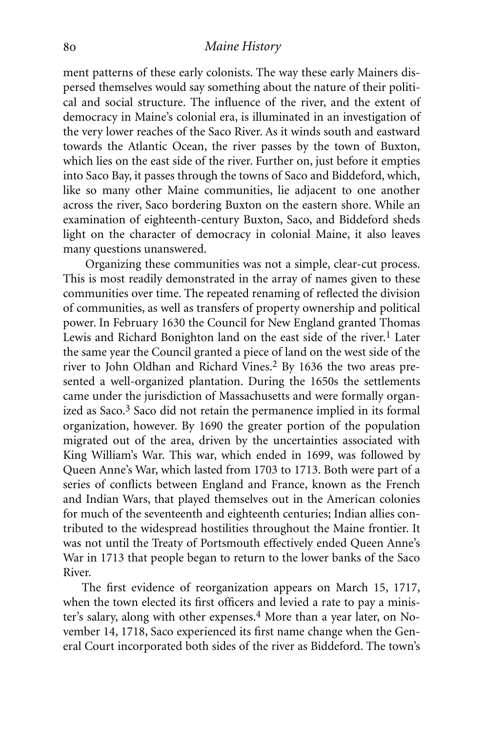ment patterns of these early colonists. The way these early Mainers dispersed themselves would say something about the nature of their political and social structure. The influence of the river, and the extent of democracy in Maine's colonial era, is illuminated in an investigation of the very lower reaches of the Saco River. As it winds south and eastward towards the Atlantic Ocean, the river passes by the town of Buxton, which lies on the east side of the river. Further on, just before it empties into Saco Bay, it passes through the towns of Saco and Biddeford, which, like so many other Maine communities, lie adjacent to one another across the river, Saco bordering Buxton on the eastern shore. While an examination of eighteenth-century Buxton, Saco, and Biddeford sheds light on the character of democracy in colonial Maine, it also leaves many questions unanswered.

Organizing these communities was not a simple, clear-cut process. This is most readily demonstrated in the array of names given to these communities over time. The repeated renaming of reflected the division of communities, as well as transfers of property ownership and political power. In February 1630 the Council for New England granted Thomas Lewis and Richard Bonighton land on the east side of the river.[1] Later the same year the Council granted a piece of land on the west side of the river to John Oldhan and Richard Vines.[2] By 1636 the two areas presented a well-organized plantation. During the 1650s the settlements came under the jurisdiction of Massachusetts and were formally organized as Saco.[3] Saco did not retain the permanence implied in its formal organization, however. By 1690 the greater portion of the population migrated out of the area, driven by the uncertainties associated with King William's War. This war, which ended in 1699, was followed by Queen Anne's War, which lasted from 1703 to 1713. Both were part of a series of conflicts between England and France, known as the French and Indian Wars, that played themselves out in the American colonies for much of the seventeenth and eighteenth centuries; Indian allies contributed to the widespread hostilities throughout the Maine frontier. It was not until the Treaty of Portsmouth effectively ended Queen Anne's War in 1713 that people began to return to the lower banks of the Saco River.

The first evidence of reorganization appears on March 15, 1717, when the town elected its first officers and levied a rate to pay a minister's salary, along with other expenses.[4] More than a year later, on November 14, 1718, Saco experienced its first name change when the General Court incorporated both sides of the river as Biddeford. The town's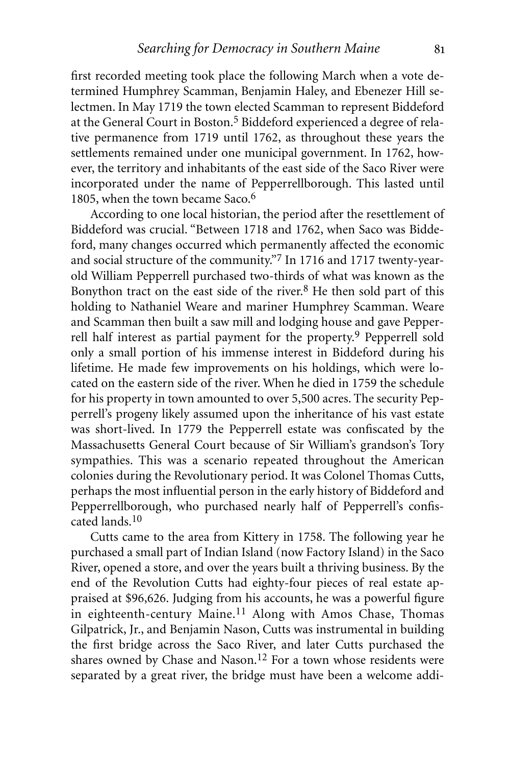first recorded meeting took place the following March when a vote determined Humphrey Scamman, Benjamin Haley, and Ebenezer Hill selectmen. In May 1719 the town elected Scamman to represent Biddeford at the General Court in Boston.[5] Biddeford experienced a degree of relative permanence from 1719 until 1762, as throughout these years the settlements remained under one municipal government. In 1762, however, the territory and inhabitants of the east side of the Saco River were incorporated under the name of Pepperrellborough. This lasted until 1805, when the town became Saco.[6]

According to one local historian, the period after the resettlement of Biddeford was crucial. "Between 1718 and 1762, when Saco was Biddeford, many changes occurred which permanently affected the economic and social structure of the community."[7] In 1716 and 1717 twenty-year-old William Pepperrell purchased two-thirds of what was known as the Bonython tract on the east side of the river.[8] He then sold part of this holding to Nathaniel Weare and mariner Humphrey Scamman. Weare and Scamman then built a saw mill and lodging house and gave Pepperrell half interest as partial payment for the property.[9] Pepperrell sold only a small portion of his immense interest in Biddeford during his lifetime. He made few improvements on his holdings, which were located on the eastern side of the river. When he died in 1759 the schedule for his property in town amounted to over 5,500 acres. The security Pepperrell's progeny likely assumed upon the inheritance of his vast estate was short-lived. In 1779 the Pepperrell estate was confiscated by the Massachusetts General Court because of Sir William's grandson's Tory sympathies. This was a scenario repeated throughout the American colonies during the Revolutionary period. It was Colonel Thomas Cutts, perhaps the most influential person in the early history of Biddeford and Pepperrellborough, who purchased nearly half of Pepperrell's confiscated lands.[10]

Cutts came to the area from Kittery in 1758. The following year he purchased a small part of Indian Island (now Factory Island) in the Saco River, opened a store, and over the years built a thriving business. By the end of the Revolution Cutts had eighty-four pieces of real estate appraised at $96,626. Judging from his accounts, he was a powerful figure in eighteenth-century Maine.[11] Along with Amos Chase, Thomas Gilpatrick, Jr., and Benjamin Nason, Cutts was instrumental in building the first bridge across the Saco River, and later Cutts purchased the shares owned by Chase and Nason.[12] For a town whose residents were separated by a great river, the bridge must have been a welcome addi-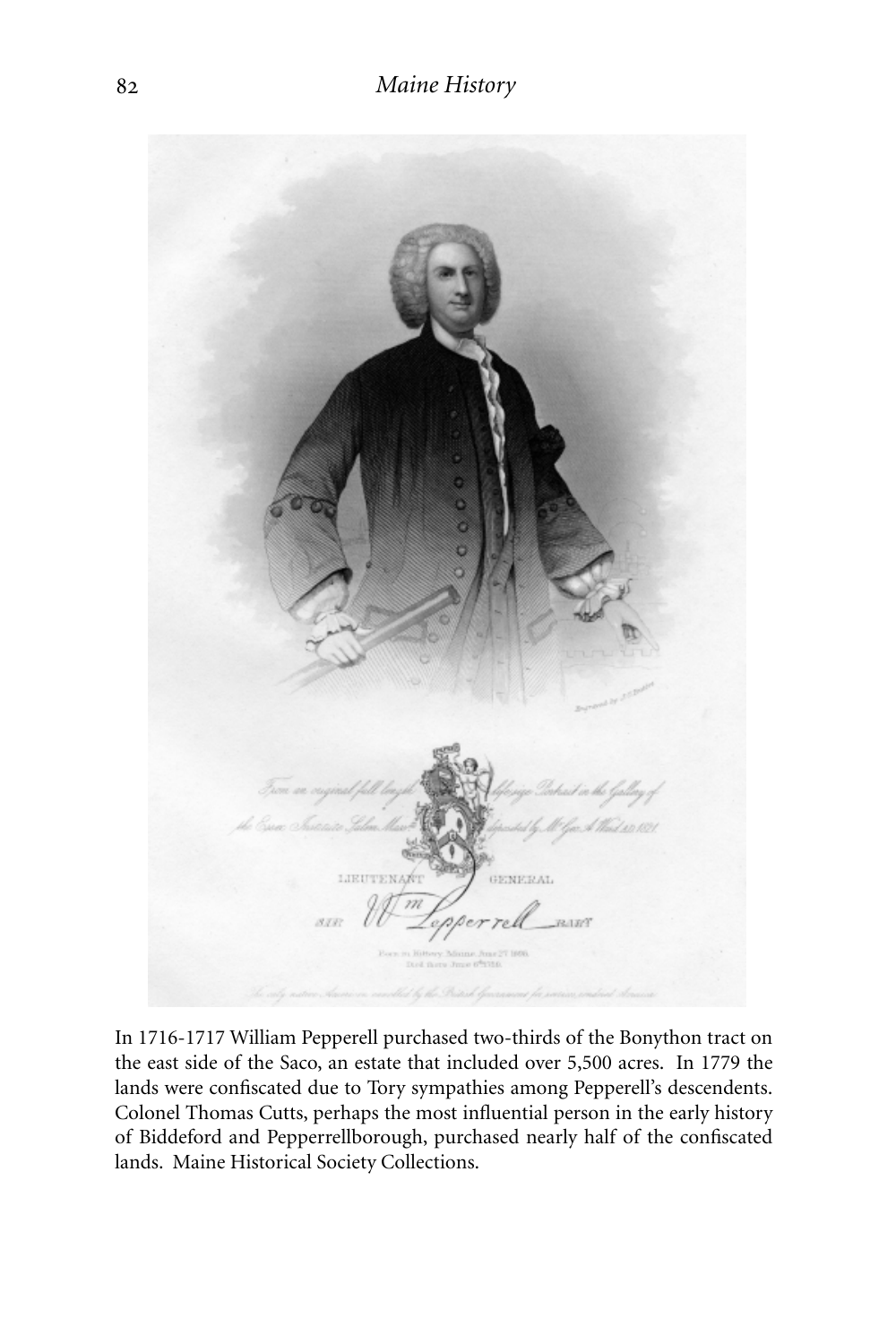In 1716-1717 William Pepperell purchased two-thirds of the Bonython tract on the east side of the Saco, an estate that included over 5,500 acres. In 1779 the lands were confiscated due to Tory sympathies among Pepperell's descendents. Colonel Thomas Cutts, perhaps the most influential person in the early history of Biddeford and Pepperrellborough, purchased nearly half of the confiscated lands. Maine Historical Society Collections.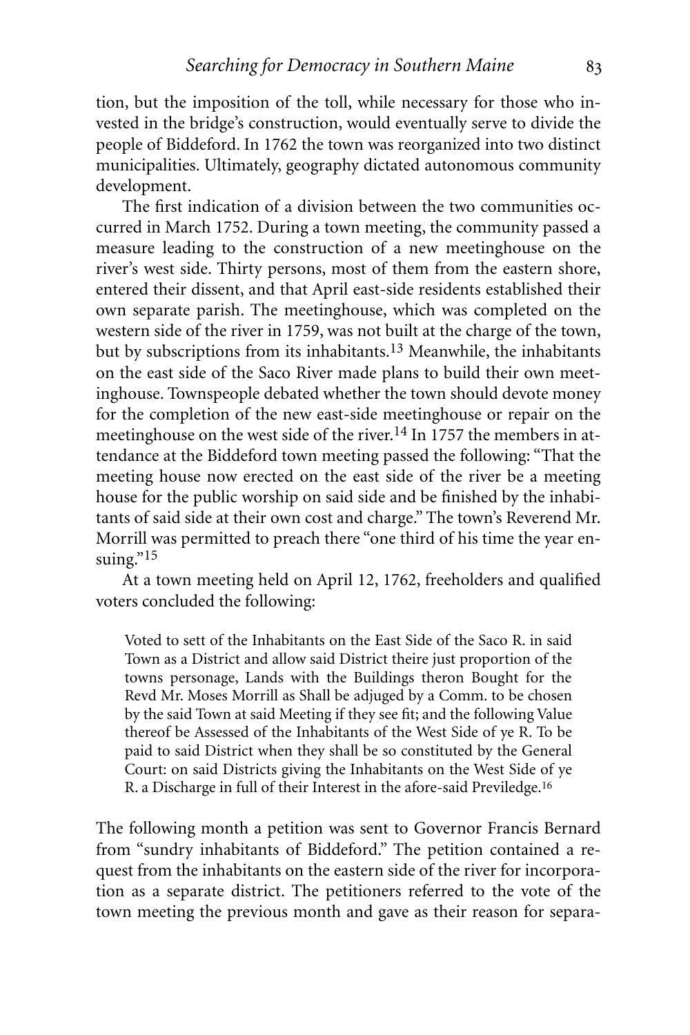tion, but the imposition of the toll, while necessary for those who invested in the bridge's construction, would eventually serve to divide the people of Biddeford. In 1762 the town was reorganized into two distinct municipalities. Ultimately, geography dictated autonomous community development.

The first indication of a division between the two communities occurred in March 1752. During a town meeting, the community passed a measure leading to the construction of a new meetinghouse on the river's west side. Thirty persons, most of them from the eastern shore, entered their dissent, and that April east-side residents established their own separate parish. The meetinghouse, which was completed on the western side of the river in 1759, was not built at the charge of the town, but by subscriptions from its inhabitants.[13] Meanwhile, the inhabitants on the east side of the Saco River made plans to build their own meetinghouse. Townspeople debated whether the town should devote money for the completion of the new east-side meetinghouse or repair on the meetinghouse on the west side of the river.[14] In 1757 the members in attendance at the Biddeford town meeting passed the following: "That the meeting house now erected on the east side of the river be a meeting house for the public worship on said side and be finished by the inhabitants of said side at their own cost and charge." The town's Reverend Mr. Morrill was permitted to preach there "one third of his time the year ensuing."[15]

At a town meeting held on April 12, 1762, freeholders and qualified voters concluded the following:

> Voted to sett of the Inhabitants on the East Side of the Saco R. in said Town as a District and allow said District theire just proportion of the towns personage, Lands with the Buildings theron Bought for the Revd Mr. Moses Morrill as Shall be adjuged by a Comm. to be chosen by the said Town at said Meeting if they see fit; and the following Value thereof be Assessed of the Inhabitants of the West Side of ye R. To be paid to said District when they shall be so constituted by the General Court: on said Districts giving the Inhabitants on the West Side of ye R. a Discharge in full of their Interest in the afore-said Previledge.[16]

The following month a petition was sent to Governor Francis Bernard from "sundry inhabitants of Biddeford." The petition contained a request from the inhabitants on the eastern side of the river for incorporation as a separate district. The petitioners referred to the vote of the town meeting the previous month and gave as their reason for separa-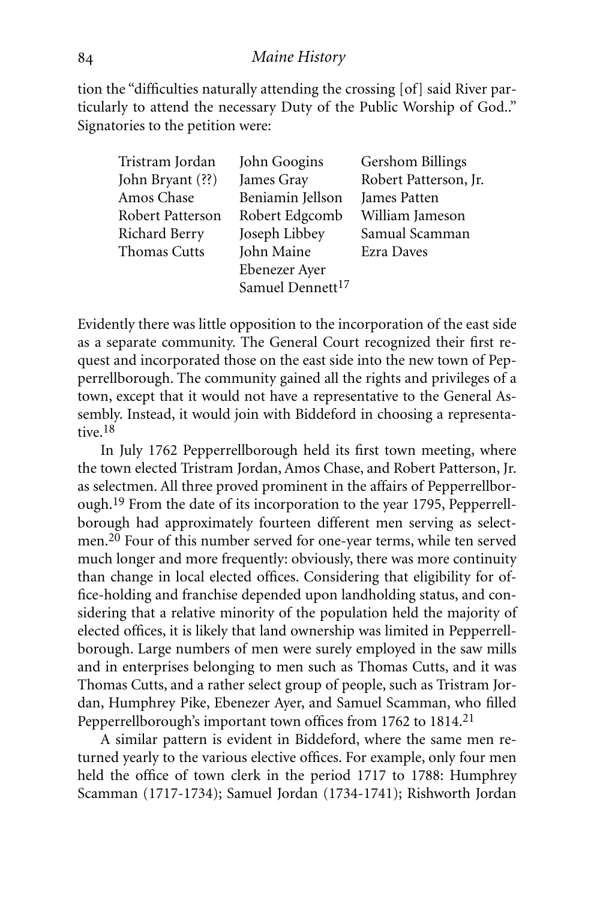tion the "difficulties naturally attending the crossing [of] said River particularly to attend the necessary Duty of the Public Worship of God.." Signatories to the petition were:

| | | |
|---|---|---|
| Tristram Jordan | John Googins | Gershom Billings |
| John Bryant (??) | James Gray | Robert Patterson, Jr. |
| Amos Chase | Beniamin Jellson | James Patten |
| Robert Patterson | Robert Edgcomb | William Jameson |
| Richard Berry | Joseph Libbey | Samual Scamman |
| Thomas Cutts | John Maine | Ezra Daves |
| | Ebenezer Ayer | |
| | Samuel Dennett[17] | |

Evidently there was little opposition to the incorporation of the east side as a separate community. The General Court recognized their first request and incorporated those on the east side into the new town of Pepperrellborough. The community gained all the rights and privileges of a town, except that it would not have a representative to the General Assembly. Instead, it would join with Biddeford in choosing a representative.[18]

In July 1762 Pepperrellborough held its first town meeting, where the town elected Tristram Jordan, Amos Chase, and Robert Patterson, Jr. as selectmen. All three proved prominent in the affairs of Pepperrellborough.[19] From the date of its incorporation to the year 1795, Pepperrellborough had approximately fourteen different men serving as selectmen.[20] Four of this number served for one-year terms, while ten served much longer and more frequently: obviously, there was more continuity than change in local elected offices. Considering that eligibility for office-holding and franchise depended upon landholding status, and considering that a relative minority of the population held the majority of elected offices, it is likely that land ownership was limited in Pepperrellborough. Large numbers of men were surely employed in the saw mills and in enterprises belonging to men such as Thomas Cutts, and it was Thomas Cutts, and a rather select group of people, such as Tristram Jordan, Humphrey Pike, Ebenezer Ayer, and Samuel Scamman, who filled Pepperrellborough's important town offices from 1762 to 1814.[21]

A similar pattern is evident in Biddeford, where the same men returned yearly to the various elective offices. For example, only four men held the office of town clerk in the period 1717 to 1788: Humphrey Scamman (1717-1734); Samuel Jordan (1734-1741); Rishworth Jordan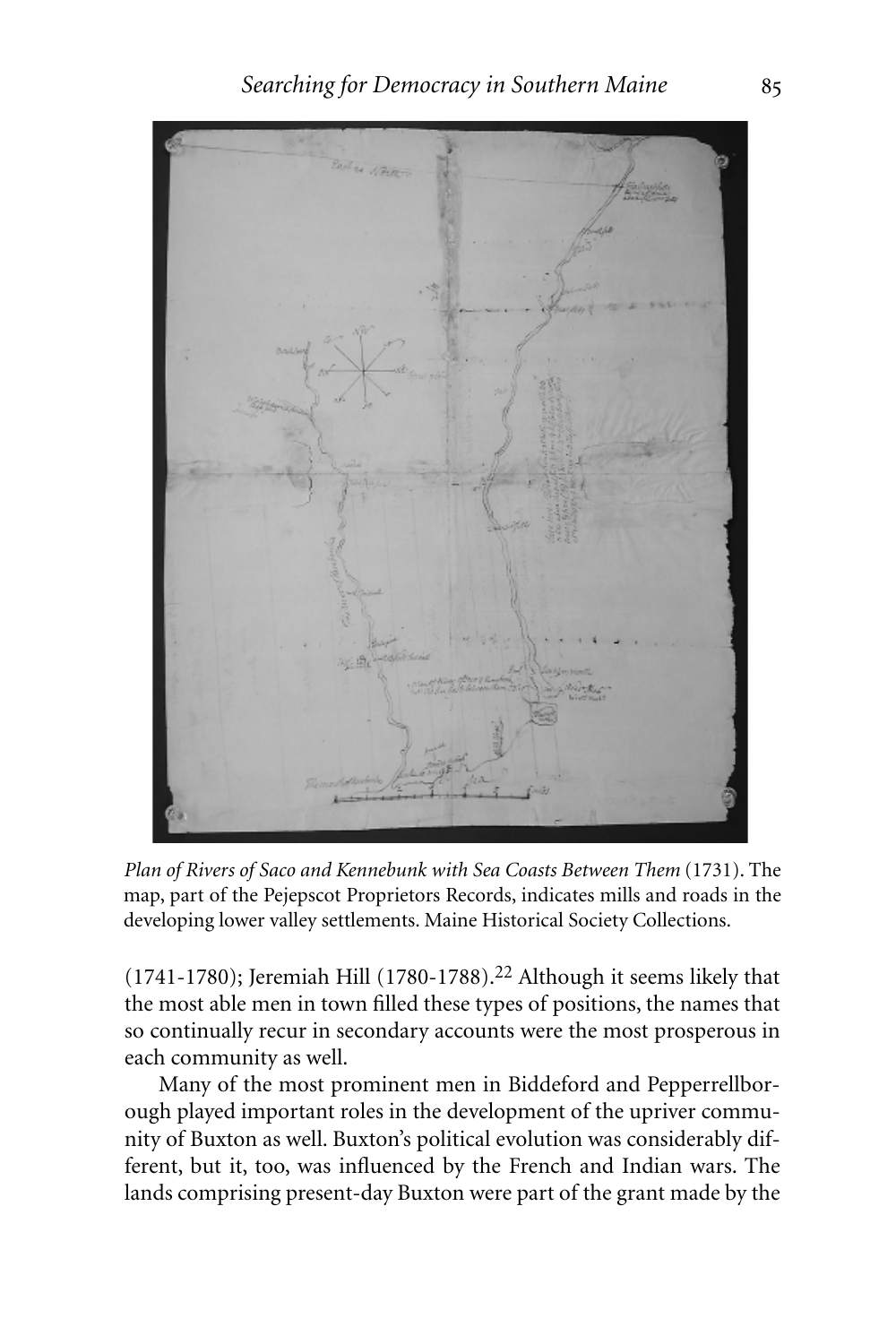*Plan of Rivers of Saco and Kennebunk with Sea Coasts Between Them* (1731). The map, part of the Pejepscot Proprietors Records, indicates mills and roads in the developing lower valley settlements. Maine Historical Society Collections.

(1741-1780); Jeremiah Hill (1780-1788).[22] Although it seems likely that the most able men in town filled these types of positions, the names that so continually recur in secondary accounts were the most prosperous in each community as well.

Many of the most prominent men in Biddeford and Pepperrellborough played important roles in the development of the upriver community of Buxton as well. Buxton's political evolution was considerably different, but it, too, was influenced by the French and Indian wars. The lands comprising present-day Buxton were part of the grant made by the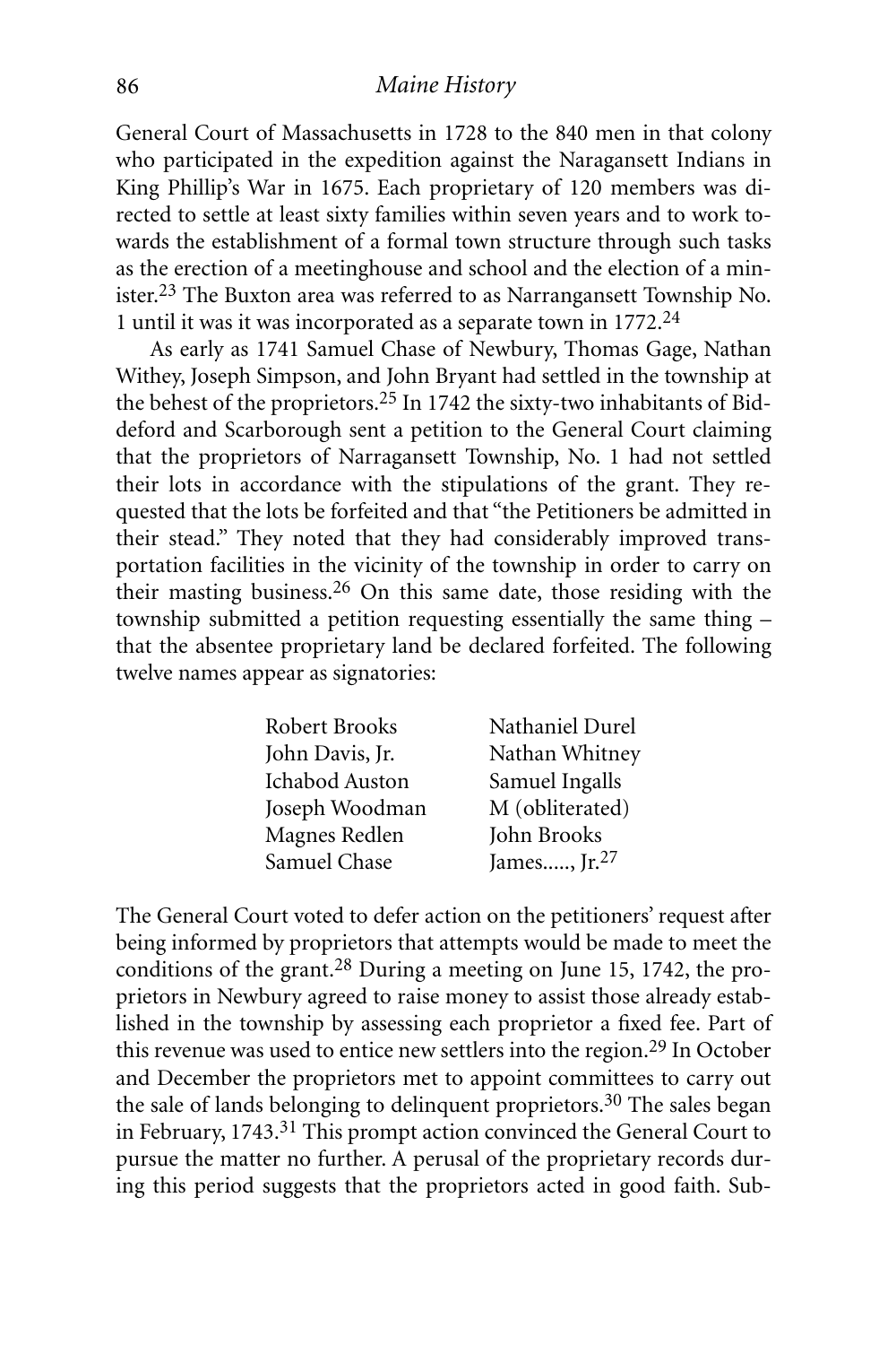General Court of Massachusetts in 1728 to the 840 men in that colony who participated in the expedition against the Naragansett Indians in King Phillip's War in 1675. Each proprietary of 120 members was directed to settle at least sixty families within seven years and to work towards the establishment of a formal town structure through such tasks as the erection of a meetinghouse and school and the election of a minister.[23] The Buxton area was referred to as Narrangansett Township No. 1 until it was it was incorporated as a separate town in 1772.[24]

As early as 1741 Samuel Chase of Newbury, Thomas Gage, Nathan Withey, Joseph Simpson, and John Bryant had settled in the township at the behest of the proprietors.[25] In 1742 the sixty-two inhabitants of Biddeford and Scarborough sent a petition to the General Court claiming that the proprietors of Narragansett Township, No. 1 had not settled their lots in accordance with the stipulations of the grant. They requested that the lots be forfeited and that "the Petitioners be admitted in their stead." They noted that they had considerably improved transportation facilities in the vicinity of the township in order to carry on their masting business.[26] On this same date, those residing with the township submitted a petition requesting essentially the same thing – that the absentee proprietary land be declared forfeited. The following twelve names appear as signatories:

| | |
|---|---|
| Robert Brooks | Nathaniel Durel |
| John Davis, Jr. | Nathan Whitney |
| Ichabod Auston | Samuel Ingalls |
| Joseph Woodman | M (obliterated) |
| Magnes Redlen | John Brooks |
| Samuel Chase | James....., Jr.[27] |

The General Court voted to defer action on the petitioners' request after being informed by proprietors that attempts would be made to meet the conditions of the grant.[28] During a meeting on June 15, 1742, the proprietors in Newbury agreed to raise money to assist those already established in the township by assessing each proprietor a fixed fee. Part of this revenue was used to entice new settlers into the region.[29] In October and December the proprietors met to appoint committees to carry out the sale of lands belonging to delinquent proprietors.[30] The sales began in February, 1743.[31] This prompt action convinced the General Court to pursue the matter no further. A perusal of the proprietary records during this period suggests that the proprietors acted in good faith. Sub-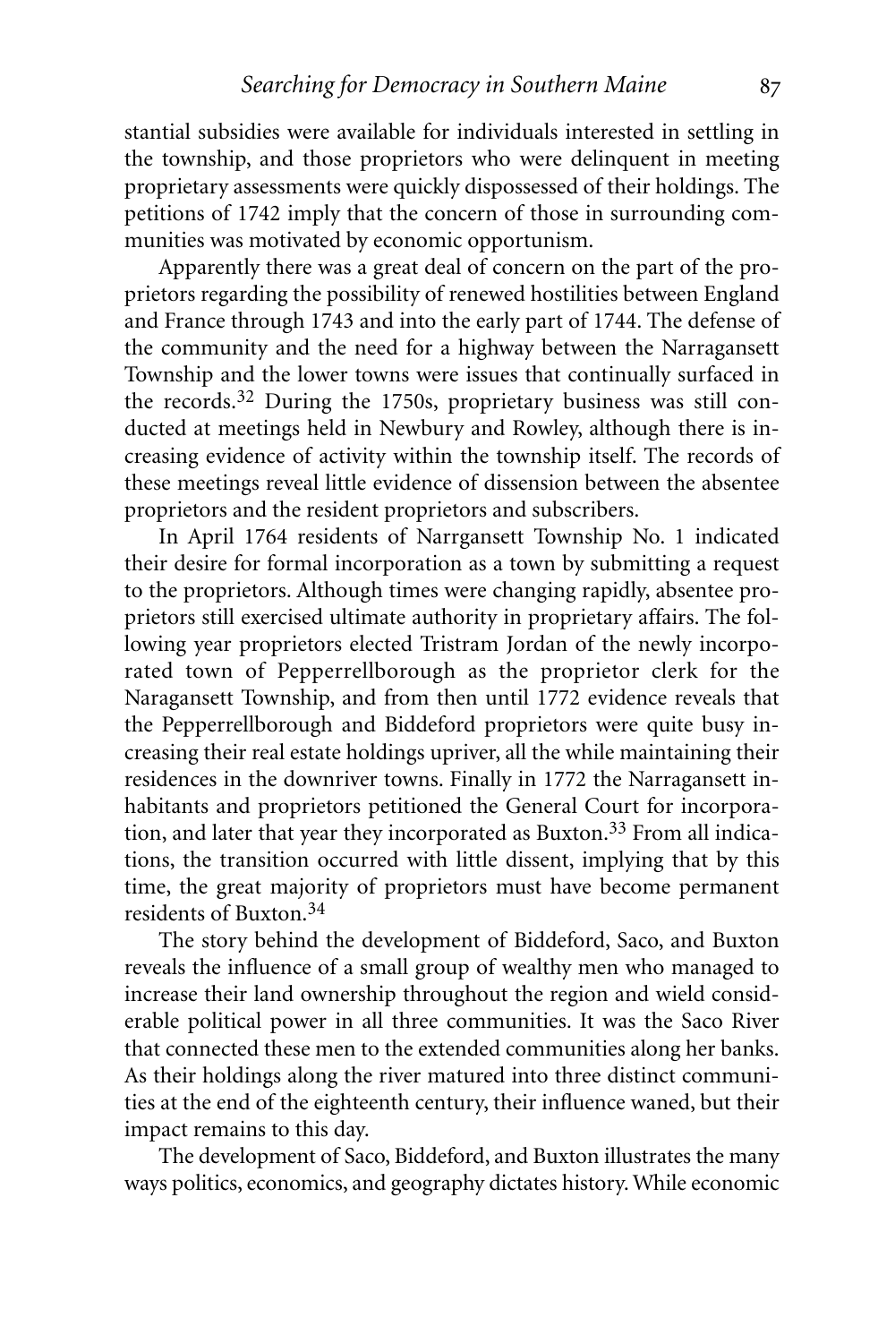stantial subsidies were available for individuals interested in settling in the township, and those proprietors who were delinquent in meeting proprietary assessments were quickly dispossessed of their holdings. The petitions of 1742 imply that the concern of those in surrounding communities was motivated by economic opportunism.

Apparently there was a great deal of concern on the part of the proprietors regarding the possibility of renewed hostilities between England and France through 1743 and into the early part of 1744. The defense of the community and the need for a highway between the Narragansett Township and the lower towns were issues that continually surfaced in the records.[32] During the 1750s, proprietary business was still conducted at meetings held in Newbury and Rowley, although there is increasing evidence of activity within the township itself. The records of these meetings reveal little evidence of dissension between the absentee proprietors and the resident proprietors and subscribers.

In April 1764 residents of Narrgansett Township No. 1 indicated their desire for formal incorporation as a town by submitting a request to the proprietors. Although times were changing rapidly, absentee proprietors still exercised ultimate authority in proprietary affairs. The following year proprietors elected Tristram Jordan of the newly incorporated town of Pepperrellborough as the proprietor clerk for the Naragansett Township, and from then until 1772 evidence reveals that the Pepperrellborough and Biddeford proprietors were quite busy increasing their real estate holdings upriver, all the while maintaining their residences in the downriver towns. Finally in 1772 the Narragansett inhabitants and proprietors petitioned the General Court for incorporation, and later that year they incorporated as Buxton.[33] From all indications, the transition occurred with little dissent, implying that by this time, the great majority of proprietors must have become permanent residents of Buxton.[34]

The story behind the development of Biddeford, Saco, and Buxton reveals the influence of a small group of wealthy men who managed to increase their land ownership throughout the region and wield considerable political power in all three communities. It was the Saco River that connected these men to the extended communities along her banks. As their holdings along the river matured into three distinct communities at the end of the eighteenth century, their influence waned, but their impact remains to this day.

The development of Saco, Biddeford, and Buxton illustrates the many ways politics, economics, and geography dictates history. While economic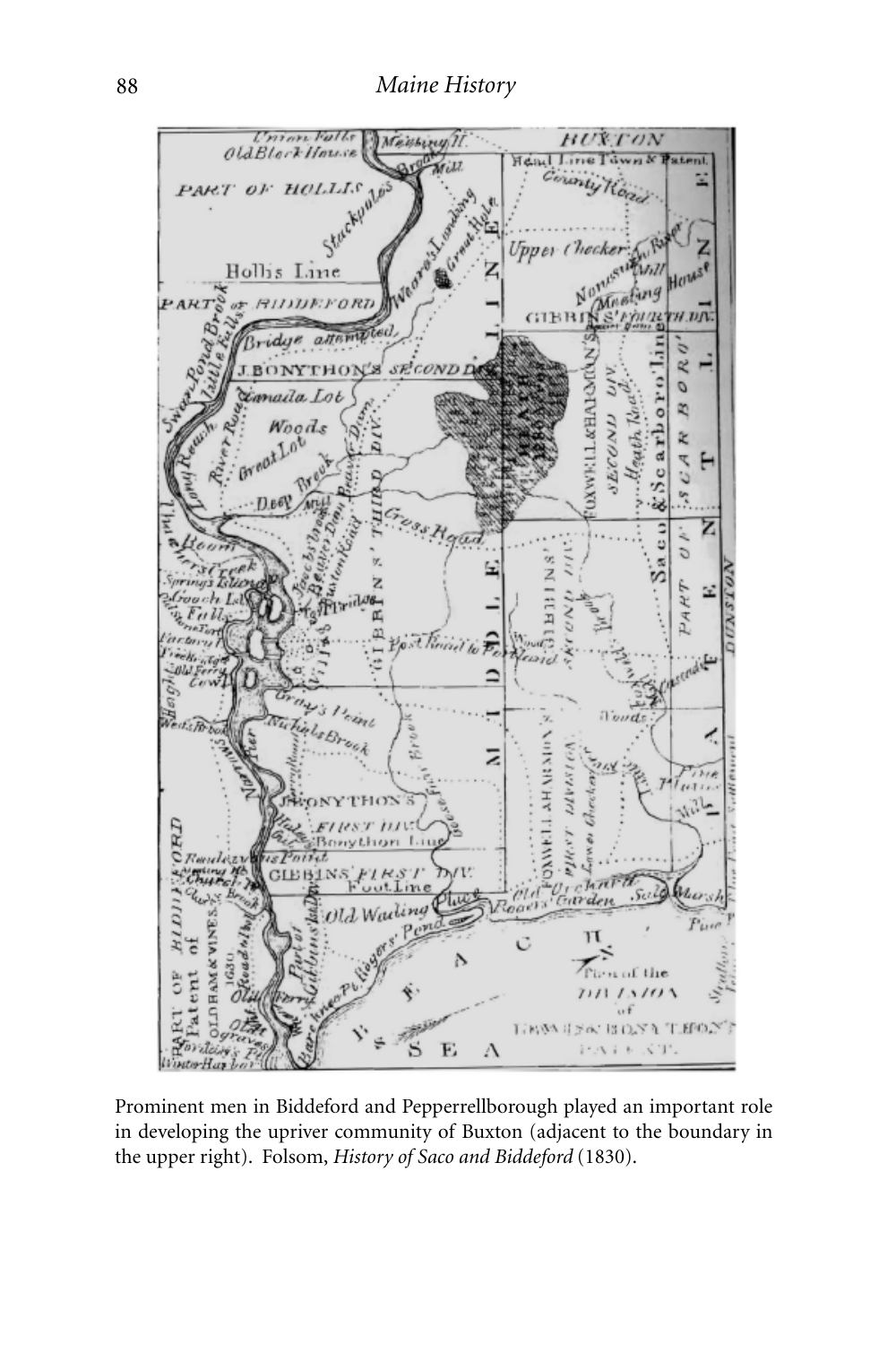Prominent men in Biddeford and Pepperrellborough played an important role in developing the upriver community of Buxton (adjacent to the boundary in the upper right). Folsom, *History of Saco and Biddeford* (1830).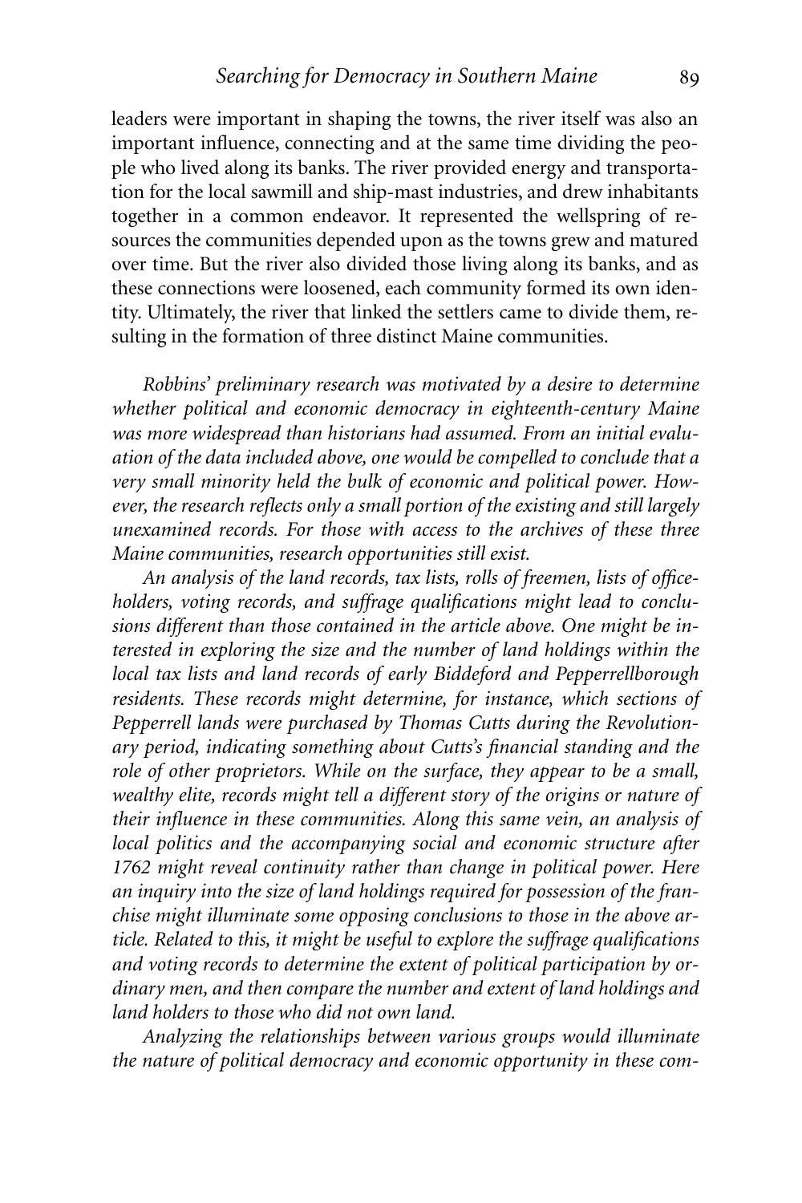leaders were important in shaping the towns, the river itself was also an important influence, connecting and at the same time dividing the people who lived along its banks. The river provided energy and transportation for the local sawmill and ship-mast industries, and drew inhabitants together in a common endeavor. It represented the wellspring of resources the communities depended upon as the towns grew and matured over time. But the river also divided those living along its banks, and as these connections were loosened, each community formed its own identity. Ultimately, the river that linked the settlers came to divide them, resulting in the formation of three distinct Maine communities.

*Robbins' preliminary research was motivated by a desire to determine whether political and economic democracy in eighteenth-century Maine was more widespread than historians had assumed. From an initial evaluation of the data included above, one would be compelled to conclude that a very small minority held the bulk of economic and political power. However, the research reflects only a small portion of the existing and still largely unexamined records. For those with access to the archives of these three Maine communities, research opportunities still exist.*

*An analysis of the land records, tax lists, rolls of freemen, lists of officeholders, voting records, and suffrage qualifications might lead to conclusions different than those contained in the article above. One might be interested in exploring the size and the number of land holdings within the local tax lists and land records of early Biddeford and Pepperrellborough residents. These records might determine, for instance, which sections of Pepperrell lands were purchased by Thomas Cutts during the Revolutionary period, indicating something about Cutts's financial standing and the role of other proprietors. While on the surface, they appear to be a small, wealthy elite, records might tell a different story of the origins or nature of their influence in these communities. Along this same vein, an analysis of local politics and the accompanying social and economic structure after 1762 might reveal continuity rather than change in political power. Here an inquiry into the size of land holdings required for possession of the franchise might illuminate some opposing conclusions to those in the above article. Related to this, it might be useful to explore the suffrage qualifications and voting records to determine the extent of political participation by ordinary men, and then compare the number and extent of land holdings and land holders to those who did not own land.*

*Analyzing the relationships between various groups would illuminate the nature of political democracy and economic opportunity in these com-*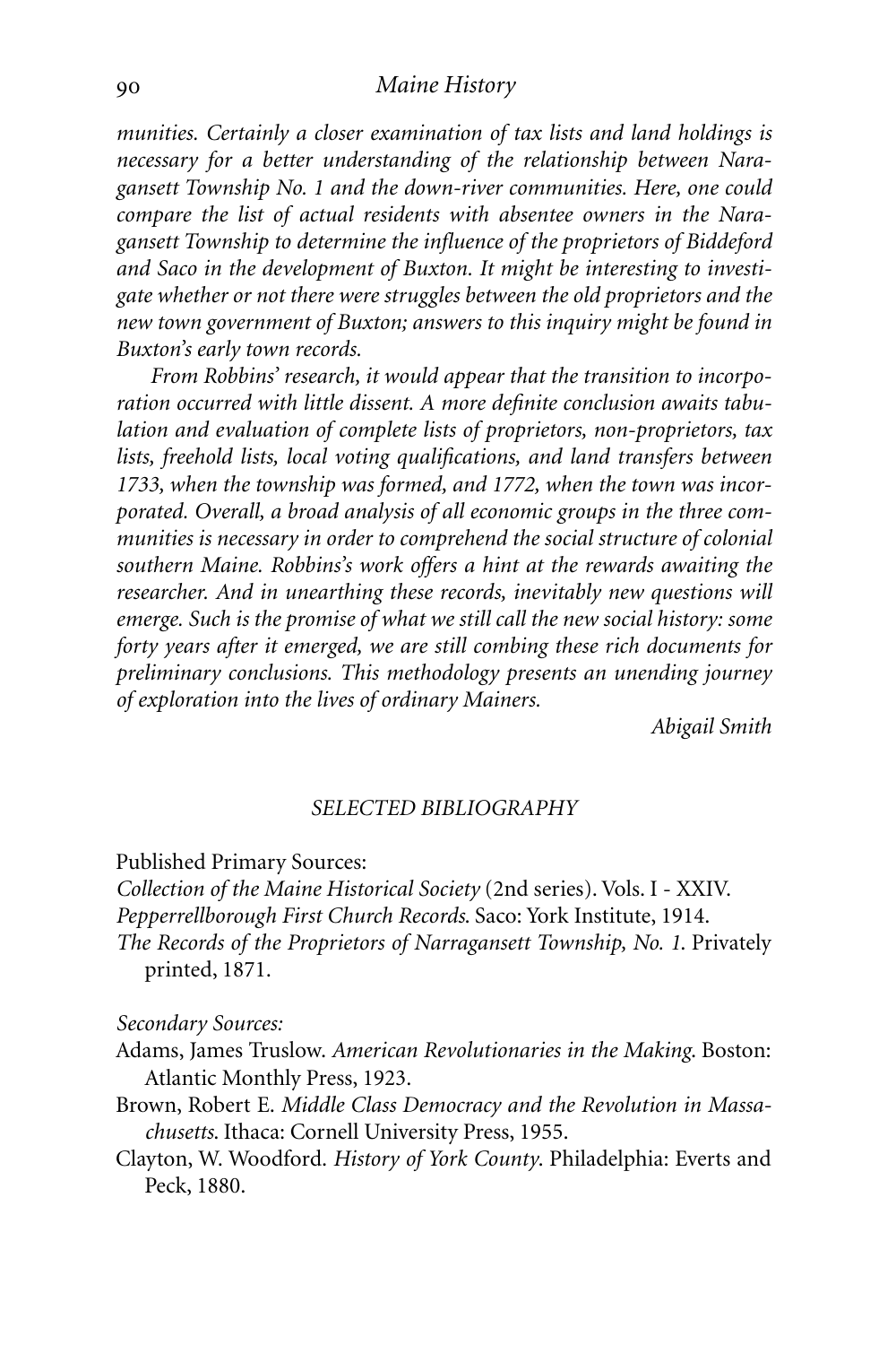*munities. Certainly a closer examination of tax lists and land holdings is necessary for a better understanding of the relationship between Naragansett Township No. 1 and the down-river communities. Here, one could compare the list of actual residents with absentee owners in the Naragansett Township to determine the influence of the proprietors of Biddeford and Saco in the development of Buxton. It might be interesting to investigate whether or not there were struggles between the old proprietors and the new town government of Buxton; answers to this inquiry might be found in Buxton's early town records.*

*From Robbins' research, it would appear that the transition to incorporation occurred with little dissent. A more definite conclusion awaits tabulation and evaluation of complete lists of proprietors, non-proprietors, tax lists, freehold lists, local voting qualifications, and land transfers between 1733, when the township was formed, and 1772, when the town was incorporated. Overall, a broad analysis of all economic groups in the three communities is necessary in order to comprehend the social structure of colonial southern Maine. Robbins's work offers a hint at the rewards awaiting the researcher. And in unearthing these records, inevitably new questions will emerge. Such is the promise of what we still call the new social history: some forty years after it emerged, we are still combing these rich documents for preliminary conclusions. This methodology presents an unending journey of exploration into the lives of ordinary Mainers.*

*Abigail Smith*

## SELECTED BIBLIOGRAPHY

Published Primary Sources:

*Collection of the Maine Historical Society* (2nd series). Vols. I - XXIV.

*Pepperrellborough First Church Records.* Saco: York Institute, 1914.

*The Records of the Proprietors of Narragansett Township, No. 1.* Privately printed, 1871.

*Secondary Sources:*

Adams, James Truslow. *American Revolutionaries in the Making.* Boston: Atlantic Monthly Press, 1923.

Brown, Robert E. *Middle Class Democracy and the Revolution in Massachusetts.* Ithaca: Cornell University Press, 1955.

Clayton, W. Woodford. *History of York County.* Philadelphia: Everts and Peck, 1880.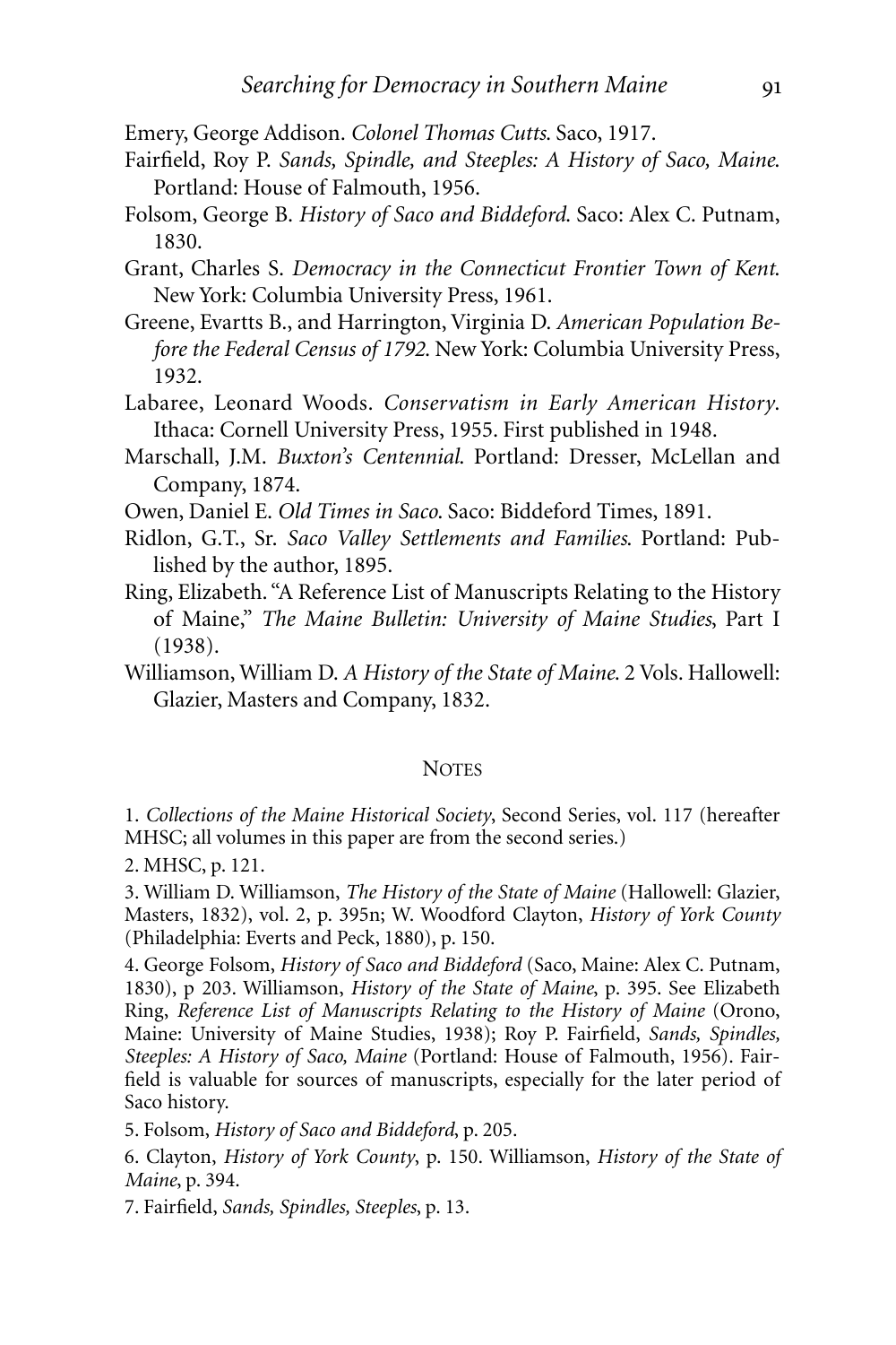Emery, George Addison. *Colonel Thomas Cutts.* Saco, 1917.

Fairfield, Roy P. *Sands, Spindle, and Steeples: A History of Saco, Maine.* Portland: House of Falmouth, 1956.

Folsom, George B. *History of Saco and Biddeford.* Saco: Alex C. Putnam, 1830.

Grant, Charles S. *Democracy in the Connecticut Frontier Town of Kent.* New York: Columbia University Press, 1961.

Greene, Evartts B., and Harrington, Virginia D. *American Population Before the Federal Census of 1792.* New York: Columbia University Press, 1932.

Labaree, Leonard Woods. *Conservatism in Early American History.* Ithaca: Cornell University Press, 1955. First published in 1948.

Marschall, J.M. *Buxton's Centennial.* Portland: Dresser, McLellan and Company, 1874.

Owen, Daniel E. *Old Times in Saco.* Saco: Biddeford Times, 1891.

Ridlon, G.T., Sr. *Saco Valley Settlements and Families.* Portland: Published by the author, 1895.

Ring, Elizabeth. "A Reference List of Manuscripts Relating to the History of Maine," *The Maine Bulletin: University of Maine Studies*, Part I (1938).

Williamson, William D. *A History of the State of Maine.* 2 Vols. Hallowell: Glazier, Masters and Company, 1832.

## NOTES

1. *Collections of the Maine Historical Society*, Second Series, vol. 117 (hereafter MHSC; all volumes in this paper are from the second series.)

2. MHSC, p. 121.

3. William D. Williamson, *The History of the State of Maine* (Hallowell: Glazier, Masters, 1832), vol. 2, p. 395n; W. Woodford Clayton, *History of York County* (Philadelphia: Everts and Peck, 1880), p. 150.

4. George Folsom, *History of Saco and Biddeford* (Saco, Maine: Alex C. Putnam, 1830), p 203. Williamson, *History of the State of Maine*, p. 395. See Elizabeth Ring, *Reference List of Manuscripts Relating to the History of Maine* (Orono, Maine: University of Maine Studies, 1938); Roy P. Fairfield, *Sands, Spindles, Steeples: A History of Saco, Maine* (Portland: House of Falmouth, 1956). Fairfield is valuable for sources of manuscripts, especially for the later period of Saco history.

5. Folsom, *History of Saco and Biddeford*, p. 205.

6. Clayton, *History of York County*, p. 150. Williamson, *History of the State of Maine*, p. 394.

7. Fairfield, *Sands, Spindles, Steeples*, p. 13.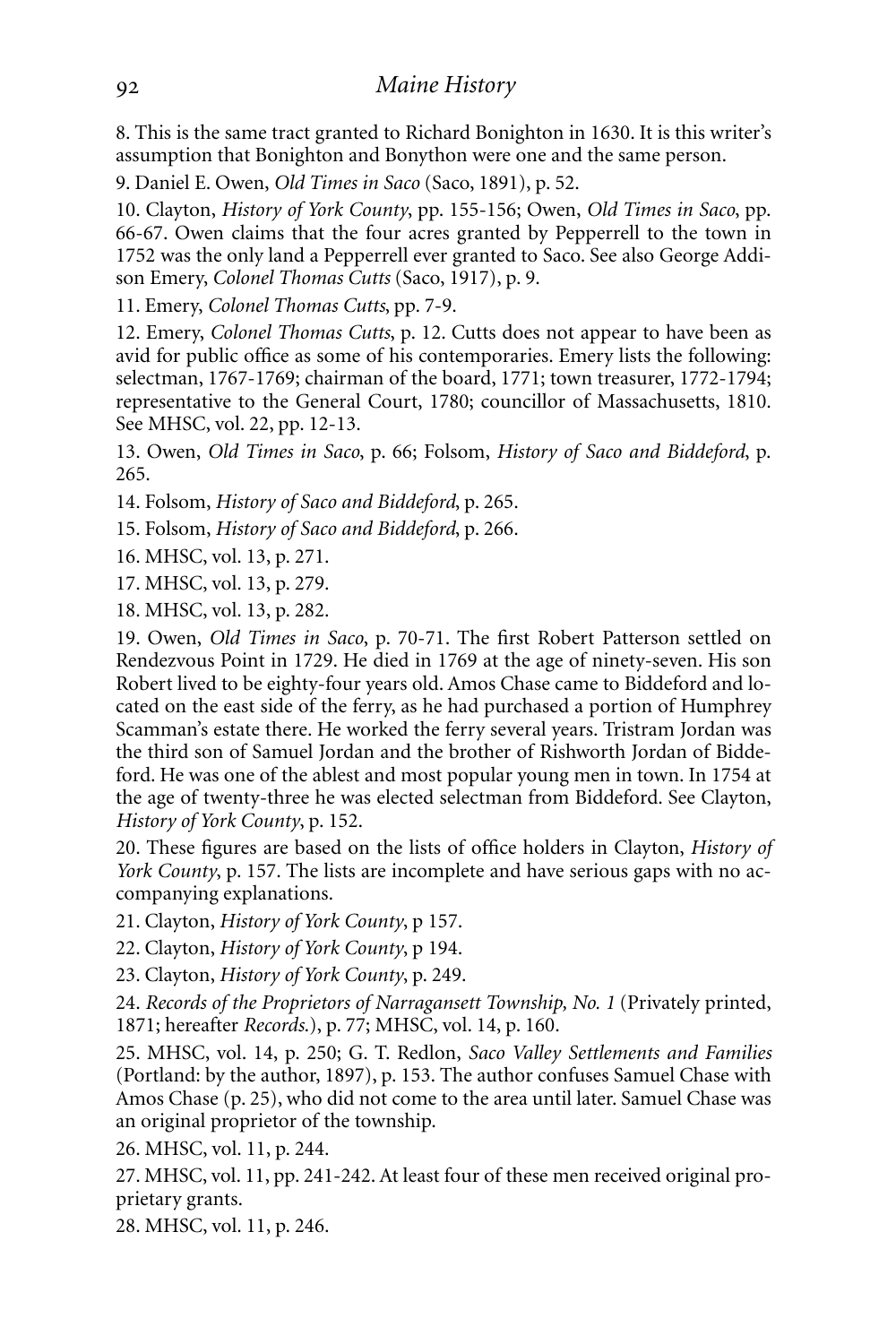8. This is the same tract granted to Richard Bonighton in 1630. It is this writer's assumption that Bonighton and Bonython were one and the same person.

9. Daniel E. Owen, *Old Times in Saco* (Saco, 1891), p. 52.

10. Clayton, *History of York County*, pp. 155-156; Owen, *Old Times in Saco*, pp. 66-67. Owen claims that the four acres granted by Pepperrell to the town in 1752 was the only land a Pepperrell ever granted to Saco. See also George Addison Emery, *Colonel Thomas Cutts* (Saco, 1917), p. 9.

11. Emery, *Colonel Thomas Cutts*, pp. 7-9.

12. Emery, *Colonel Thomas Cutts*, p. 12. Cutts does not appear to have been as avid for public office as some of his contemporaries. Emery lists the following: selectman, 1767-1769; chairman of the board, 1771; town treasurer, 1772-1794; representative to the General Court, 1780; councillor of Massachusetts, 1810. See MHSC, vol. 22, pp. 12-13.

13. Owen, *Old Times in Saco*, p. 66; Folsom, *History of Saco and Biddeford*, p. 265.

14. Folsom, *History of Saco and Biddeford*, p. 265.

15. Folsom, *History of Saco and Biddeford*, p. 266.

16. MHSC, vol. 13, p. 271.

17. MHSC, vol. 13, p. 279.

18. MHSC, vol. 13, p. 282.

19. Owen, *Old Times in Saco*, p. 70-71. The first Robert Patterson settled on Rendezvous Point in 1729. He died in 1769 at the age of ninety-seven. His son Robert lived to be eighty-four years old. Amos Chase came to Biddeford and located on the east side of the ferry, as he had purchased a portion of Humphrey Scamman's estate there. He worked the ferry several years. Tristram Jordan was the third son of Samuel Jordan and the brother of Rishworth Jordan of Biddeford. He was one of the ablest and most popular young men in town. In 1754 at the age of twenty-three he was elected selectman from Biddeford. See Clayton, *History of York County*, p. 152.

20. These figures are based on the lists of office holders in Clayton, *History of York County*, p. 157. The lists are incomplete and have serious gaps with no accompanying explanations.

21. Clayton, *History of York County*, p 157.

22. Clayton, *History of York County*, p 194.

23. Clayton, *History of York County*, p. 249.

24. *Records of the Proprietors of Narragansett Township, No. 1* (Privately printed, 1871; hereafter *Records.*), p. 77; MHSC, vol. 14, p. 160.

25. MHSC, vol. 14, p. 250; G. T. Redlon, *Saco Valley Settlements and Families* (Portland: by the author, 1897), p. 153. The author confuses Samuel Chase with Amos Chase (p. 25), who did not come to the area until later. Samuel Chase was an original proprietor of the township.

26. MHSC, vol. 11, p. 244.

27. MHSC, vol. 11, pp. 241-242. At least four of these men received original proprietary grants.

28. MHSC, vol. 11, p. 246.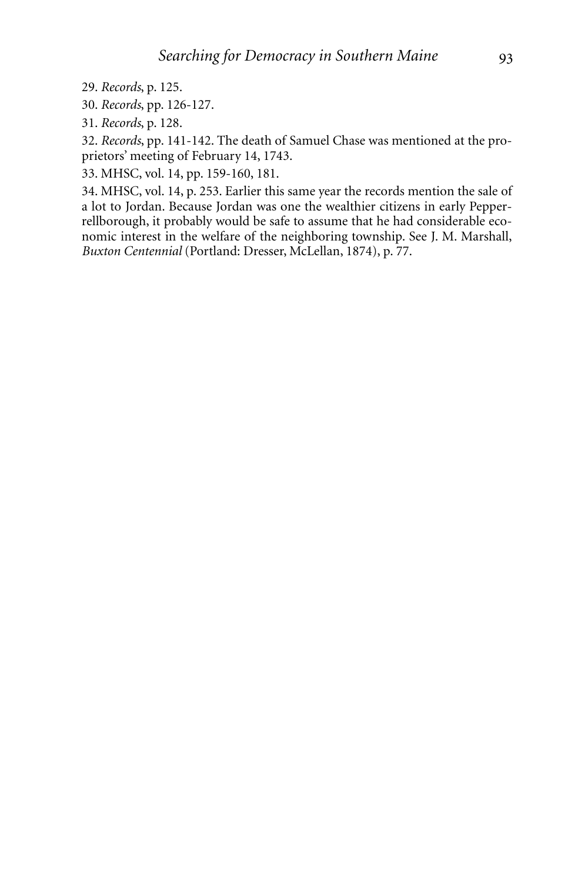29. *Records*, p. 125.

30. *Records*, pp. 126-127.

31. *Records*, p. 128.

32. *Records*, pp. 141-142. The death of Samuel Chase was mentioned at the proprietors' meeting of February 14, 1743.

33. MHSC, vol. 14, pp. 159-160, 181.

34. MHSC, vol. 14, p. 253. Earlier this same year the records mention the sale of a lot to Jordan. Because Jordan was one the wealthier citizens in early Pepperrellborough, it probably would be safe to assume that he had considerable economic interest in the welfare of the neighboring township. See J. M. Marshall, *Buxton Centennial* (Portland: Dresser, McLellan, 1874), p. 77.